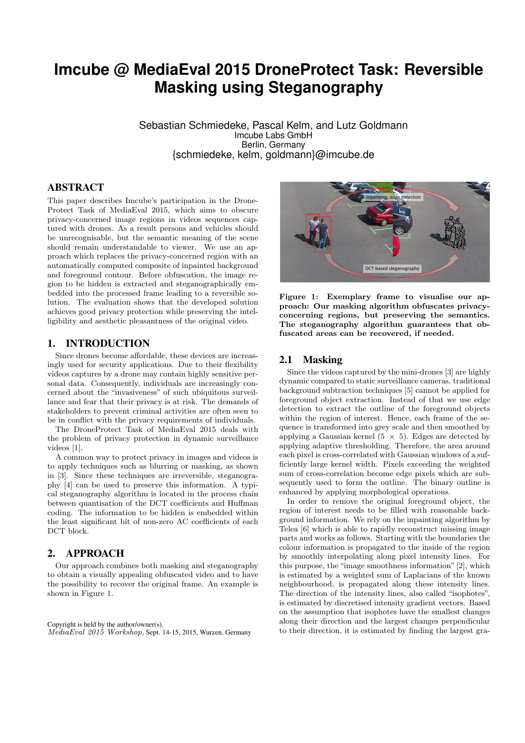# Imcube @ MediaEval 2015 DroneProtect Task: Reversible Masking using Steganography

Sebastian Schmiedeke, Pascal Kelm, and Lutz Goldmann
Imcube Labs GmbH
Berlin, Germany
{schmiedeke, kelm, goldmann}@imcube.de

## ABSTRACT

This paper describes Imcube's participation in the DroneProtect Task of MediaEval 2015, which aims to obscure privacy-concerned image regions in videos sequences captured with drones. As a result persons and vehicles should be unrecognisable, but the semantic meaning of the scene should remain understandable to viewer. We use an approach which replaces the privacy-concerned region with an automatically computed composite of inpainted background and foreground contour. Before obfuscation, the image region to be hidden is extracted and steganographically embedded into the processed frame leading to a reversible solution. The evaluation shows that the developed solution achieves good privacy protection while preserving the intelligibility and aesthetic pleasantness of the original video.

## 1. INTRODUCTION

Since drones become affordable, these devices are increasingly used for security applications. Due to their flexibility videos captures by a drone may contain highly sensitive personal data. Consequently, individuals are increasingly concerned about the "invasiveness" of such ubiquitous surveillance and fear that their privacy is at risk. The demands of stakeholders to prevent criminal activities are often seen to be in conflict with the privacy requirements of individuals.

The DroneProtect Task of MediaEval 2015 deals with the problem of privacy protection in dynamic surveillance videos [1].

A common way to protect privacy in images and videos is to apply techniques such as blurring or masking, as shown in [3]. Since these techniques are irreversible, steganography [4] can be used to preserve this information. A typical steganography algorithm is located in the process chain between quantisation of the DCT coefficients and Huffman coding. The information to be hidden is embedded within the least significant bit of non-zero AC coefficients of each DCT block.

## 2. APPROACH

Our approach combines both masking and steganography to obtain a visually appealing obfuscated video and to have the possibility to recover the original frame. An example is shown in Figure 1.

Copyright is held by the author/owner(s).
*MediaEval 2015 Workshop,* Sept. 14-15, 2015, Wurzen, Germany

**Figure 1: Exemplary frame to visualise our approach: Our masking algorithm obfuscates privacy-concerning regions, but preserving the semantics. The steganography algorithm guarantees that obfuscated areas can be recovered, if needed.**

### 2.1 Masking

Since the videos captured by the mini-drones [3] are highly dynamic compared to static surveillance cameras, traditional background subtraction techniques [5] cannot be applied for foreground object extraction. Instead of that we use edge detection to extract the outline of the foreground objects within the region of interest. Hence, each frame of the sequence is transformed into grey scale and then smoothed by applying a Gaussian kernel ($5 \times 5$). Edges are detected by applying adaptive thresholding. Therefore, the area around each pixel is cross-correlated with Gaussian windows of a sufficiently large kernel width. Pixels exceeding the weighted sum of cross-correlation become edge pixels which are subsequently used to form the outline. The binary outline is enhanced by applying morphological operations.

In order to remove the original foreground object, the region of interest needs to be filled with reasonable background information. We rely on the inpainting algorithm by Telea [6] which is able to rapidly reconstruct missing image parts and works as follows. Starting with the boundaries the colour information is propagated to the inside of the region by smoothly interpolating along pixel intensity lines. For this purpose, the "image smoothness information" [2], which is estimated by a weighted sum of Laplacians of the known neighbourhood, is propagated along these intensity lines. The direction of the intensity lines, also called "isophotes", is estimated by discretised intensity gradient vectors. Based on the assumption that isophotes have the smallest changes along their direction and the largest changes perpendicular to their direction, it is estimated by finding the largest gra-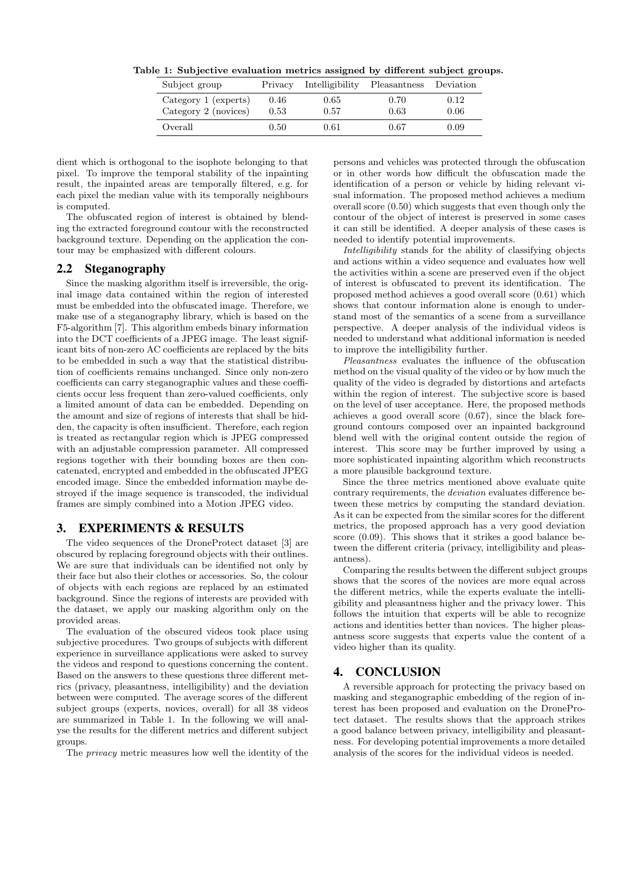**Table 1: Subjective evaluation metrics assigned by different subject groups.**

| Subject group | Privacy | Intelligibility | Pleasantness | Deviation |
|---|---|---|---|---|
| Category 1 (experts) | 0.46 | 0.65 | 0.70 | 0.12 |
| Category 2 (novices) | 0.53 | 0.57 | 0.63 | 0.06 |
| Overall | 0.50 | 0.61 | 0.67 | 0.09 |

dient which is orthogonal to the isophote belonging to that pixel. To improve the temporal stability of the inpainting result, the inpainted areas are temporally filtered, e.g. for each pixel the median value with its temporally neighbours is computed.

The obfuscated region of interest is obtained by blending the extracted foreground contour with the reconstructed background texture. Depending on the application the contour may be emphasized with different colours.

## 2.2 Steganography

Since the masking algorithm itself is irreversible, the original image data contained within the region of interested must be embedded into the obfuscated image. Therefore, we make use of a steganography library, which is based on the F5-algorithm [7]. This algorithm embeds binary information into the DCT coefficients of a JPEG image. The least significant bits of non-zero AC coefficients are replaced by the bits to be embedded in such a way that the statistical distribution of coefficients remains unchanged. Since only non-zero coefficients can carry steganographic values and these coefficients occur less frequent than zero-valued coefficients, only a limited amount of data can be embedded. Depending on the amount and size of regions of interests that shall be hidden, the capacity is often insufficient. Therefore, each region is treated as rectangular region which is JPEG compressed with an adjustable compression parameter. All compressed regions together with their bounding boxes are then concatenated, encrypted and embedded in the obfuscated JPEG encoded image. Since the embedded information maybe destroyed if the image sequence is transcoded, the individual frames are simply combined into a Motion JPEG video.

# 3. EXPERIMENTS & RESULTS

The video sequences of the DroneProtect dataset [3] are obscured by replacing foreground objects with their outlines. We are sure that individuals can be identified not only by their face but also their clothes or accessories. So, the colour of objects with each regions are replaced by an estimated background. Since the regions of interests are provided with the dataset, we apply our masking algorithm only on the provided areas.

The evaluation of the obscured videos took place using subjective procedures. Two groups of subjects with different experience in surveillance applications were asked to survey the videos and respond to questions concerning the content. Based on the answers to these questions three different metrics (privacy, pleasantness, intelligibility) and the deviation between were computed. The average scores of the different subject groups (experts, novices, overall) for all 38 videos are summarized in Table 1. In the following we will analyse the results for the different metrics and different subject groups.

The *privacy* metric measures how well the identity of the persons and vehicles was protected through the obfuscation or in other words how difficult the obfuscation made the identification of a person or vehicle by hiding relevant visual information. The proposed method achieves a medium overall score (0.50) which suggests that even though only the contour of the object of interest is preserved in some cases it can still be identified. A deeper analysis of these cases is needed to identify potential improvements.

*Intelligibility* stands for the ability of classifying objects and actions within a video sequence and evaluates how well the activities within a scene are preserved even if the object of interest is obfuscated to prevent its identification. The proposed method achieves a good overall score (0.61) which shows that contour information alone is enough to understand most of the semantics of a scene from a surveillance perspective. A deeper analysis of the individual videos is needed to understand what additional information is needed to improve the intelligibility further.

*Pleasantness* evaluates the influence of the obfuscation method on the visual quality of the video or by how much the quality of the video is degraded by distortions and artefacts within the region of interest. The subjective score is based on the level of user acceptance. Here, the proposed methods achieves a good overall score (0.67), since the black foreground contours composed over an inpainted background blend well with the original content outside the region of interest. This score may be further improved by using a more sophisticated inpainting algorithm which reconstructs a more plausible background texture.

Since the three metrics mentioned above evaluate quite contrary requirements, the *deviation* evaluates difference between these metrics by computing the standard deviation. As it can be expected from the similar scores for the different metrics, the proposed approach has a very good deviation score (0.09). This shows that it strikes a good balance between the different criteria (privacy, intelligibility and pleasantness).

Comparing the results between the different subject groups shows that the scores of the novices are more equal across the different metrics, while the experts evaluate the intelligibility and pleasantness higher and the privacy lower. This follows the intuition that experts will be able to recognize actions and identities better than novices. The higher pleasantness score suggests that experts value the content of a video higher than its quality.

# 4. CONCLUSION

A reversible approach for protecting the privacy based on masking and steganographic embedding of the region of interest has been proposed and evaluation on the DroneProtect dataset. The results shows that the approach strikes a good balance between privacy, intelligibility and pleasantness. For developing potential improvements a more detailed analysis of the scores for the individual videos is needed.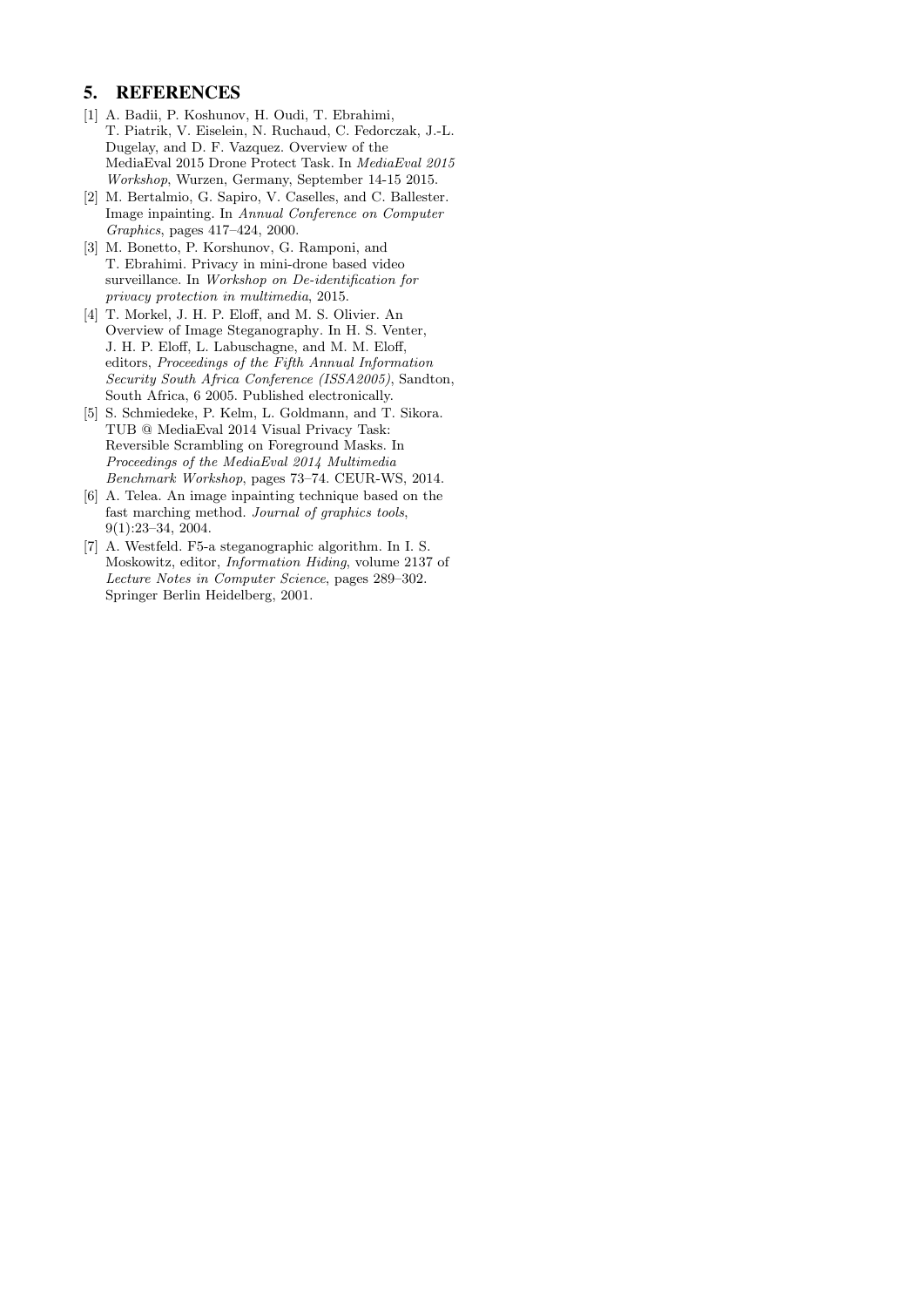## 5. REFERENCES

[1] A. Badii, P. Koshunov, H. Oudi, T. Ebrahimi, T. Piatrik, V. Eiselein, N. Ruchaud, C. Fedorczak, J.-L. Dugelay, and D. F. Vazquez. Overview of the MediaEval 2015 Drone Protect Task. In *MediaEval 2015 Workshop*, Wurzen, Germany, September 14-15 2015.

[2] M. Bertalmio, G. Sapiro, V. Caselles, and C. Ballester. Image inpainting. In *Annual Conference on Computer Graphics*, pages 417–424, 2000.

[3] M. Bonetto, P. Korshunov, G. Ramponi, and T. Ebrahimi. Privacy in mini-drone based video surveillance. In *Workshop on De-identification for privacy protection in multimedia*, 2015.

[4] T. Morkel, J. H. P. Eloff, and M. S. Olivier. An Overview of Image Steganography. In H. S. Venter, J. H. P. Eloff, L. Labuschagne, and M. M. Eloff, editors, *Proceedings of the Fifth Annual Information Security South Africa Conference (ISSA2005)*, Sandton, South Africa, 6 2005. Published electronically.

[5] S. Schmiedeke, P. Kelm, L. Goldmann, and T. Sikora. TUB @ MediaEval 2014 Visual Privacy Task: Reversible Scrambling on Foreground Masks. In *Proceedings of the MediaEval 2014 Multimedia Benchmark Workshop*, pages 73–74. CEUR-WS, 2014.

[6] A. Telea. An image inpainting technique based on the fast marching method. *Journal of graphics tools*, 9(1):23–34, 2004.

[7] A. Westfeld. F5-a steganographic algorithm. In I. S. Moskowitz, editor, *Information Hiding*, volume 2137 of *Lecture Notes in Computer Science*, pages 289–302. Springer Berlin Heidelberg, 2001.